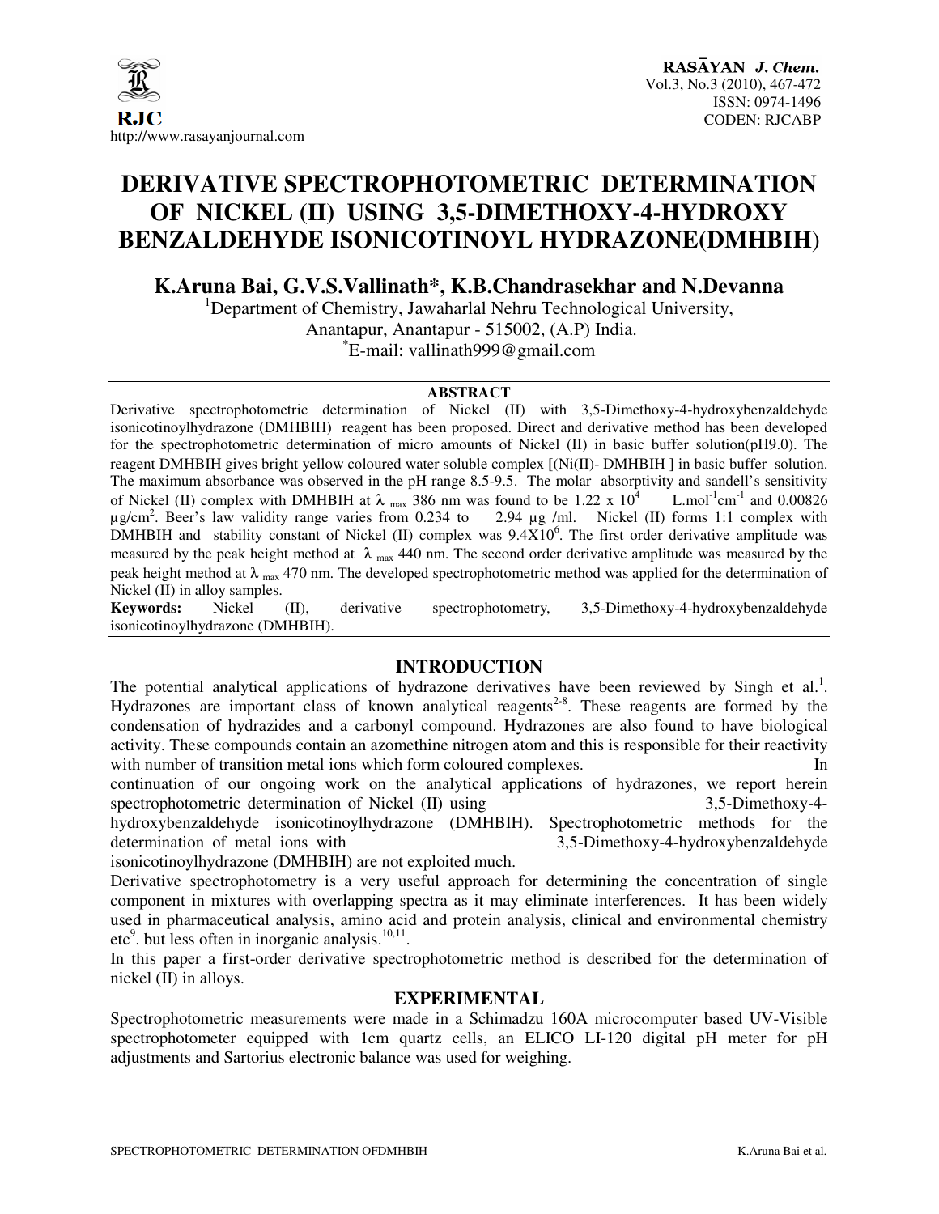# DERIVATIVE SPECTROPHOTOMETRIC DETERMINATION OF NICKEL (II) USING 3,5-DIMETHOXY-4-HYDROXY BENZALDEHYDE ISONICOTINOYL HYDRAZONE(DMHBIH)

**K.Aruna Bai, G.V.S.Vallinath\*, K.B.Chandrasekhar and N.Devanna**

[1]Department of Chemistry, Jawaharlal Nehru Technological University, Anantapur, Anantapur - 515002, (A.P) India.

\*E-mail: vallinath999@gmail.com

## ABSTRACT

Derivative spectrophotometric determination of Nickel (II) with 3,5-Dimethoxy-4-hydroxybenzaldehyde isonicotinoylhydrazone (DMHBIH) reagent has been proposed. Direct and derivative method has been developed for the spectrophotometric determination of micro amounts of Nickel (II) in basic buffer solution(pH9.0). The reagent DMHBIH gives bright yellow coloured water soluble complex [(Ni(II)- DMHBIH ] in basic buffer solution. The maximum absorbance was observed in the pH range 8.5-9.5. The molar absorptivity and sandell's sensitivity of Nickel (II) complex with DMHBIH at $\lambda_{max}$ 386 nm was found to be 1.22 x $10^4$ L.mol$^{-1}$cm$^{-1}$ and 0.00826 µg/cm$^2$. Beer's law validity range varies from 0.234 to 2.94 µg /ml. Nickel (II) forms 1:1 complex with DMHBIH and stability constant of Nickel (II) complex was 9.4X$10^6$. The first order derivative amplitude was measured by the peak height method at $\lambda_{max}$ 440 nm. The second order derivative amplitude was measured by the peak height method at $\lambda_{max}$ 470 nm. The developed spectrophotometric method was applied for the determination of Nickel (II) in alloy samples.

**Keywords:** Nickel (II), derivative spectrophotometry, 3,5-Dimethoxy-4-hydroxybenzaldehyde isonicotinoylhydrazone (DMHBIH).

## INTRODUCTION

The potential analytical applications of hydrazone derivatives have been reviewed by Singh et al.[1]. Hydrazones are important class of known analytical reagents[2-8]. These reagents are formed by the condensation of hydrazides and a carbonyl compound. Hydrazones are also found to have biological activity. These compounds contain an azomethine nitrogen atom and this is responsible for their reactivity with number of transition metal ions which form coloured complexes. In continuation of our ongoing work on the analytical applications of hydrazones, we report herein spectrophotometric determination of Nickel (II) using 3,5-Dimethoxy-4-hydroxybenzaldehyde isonicotinoylhydrazone (DMHBIH). Spectrophotometric methods for the determination of metal ions with 3,5-Dimethoxy-4-hydroxybenzaldehyde isonicotinoylhydrazone (DMHBIH) are not exploited much.

Derivative spectrophotometry is a very useful approach for determining the concentration of single component in mixtures with overlapping spectra as it may eliminate interferences. It has been widely used in pharmaceutical analysis, amino acid and protein analysis, clinical and environmental chemistry etc[9]. but less often in inorganic analysis.[10,11].

In this paper a first-order derivative spectrophotometric method is described for the determination of nickel (II) in alloys.

## EXPERIMENTAL

Spectrophotometric measurements were made in a Schimadzu 160A microcomputer based UV-Visible spectrophotometer equipped with 1cm quartz cells, an ELICO LI-120 digital pH meter for pH adjustments and Sartorius electronic balance was used for weighing.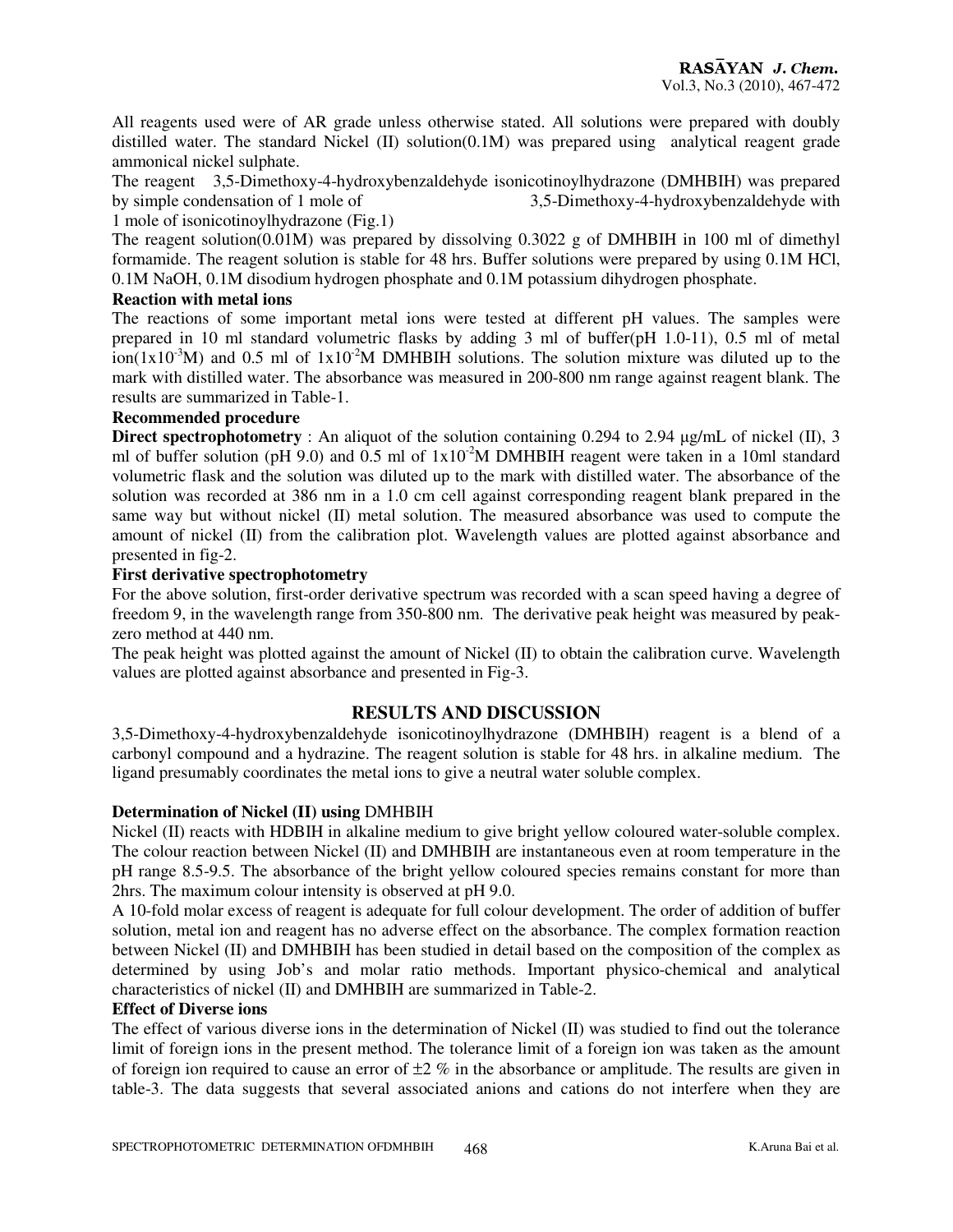All reagents used were of AR grade unless otherwise stated. All solutions were prepared with doubly distilled water. The standard Nickel (II) solution(0.1M) was prepared using analytical reagent grade ammonical nickel sulphate.

The reagent 3,5-Dimethoxy-4-hydroxybenzaldehyde isonicotinoylhydrazone (DMHBIH) was prepared by simple condensation of 1 mole of 3,5-Dimethoxy-4-hydroxybenzaldehyde with 1 mole of isonicotinoylhydrazone (Fig.1)

The reagent solution(0.01M) was prepared by dissolving 0.3022 g of DMHBIH in 100 ml of dimethyl formamide. The reagent solution is stable for 48 hrs. Buffer solutions were prepared by using 0.1M HCl, 0.1M NaOH, 0.1M disodium hydrogen phosphate and 0.1M potassium dihydrogen phosphate.

### Reaction with metal ions

The reactions of some important metal ions were tested at different pH values. The samples were prepared in 10 ml standard volumetric flasks by adding 3 ml of buffer(pH 1.0-11), 0.5 ml of metal ion($1x10^{-3}$M) and 0.5 ml of $1x10^{-2}$M DMHBIH solutions. The solution mixture was diluted up to the mark with distilled water. The absorbance was measured in 200-800 nm range against reagent blank. The results are summarized in Table-1.

### Recommended procedure

**Direct spectrophotometry** : An aliquot of the solution containing 0.294 to 2.94 µg/mL of nickel (II), 3 ml of buffer solution (pH 9.0) and 0.5 ml of $1x10^{-2}$M DMHBIH reagent were taken in a 10ml standard volumetric flask and the solution was diluted up to the mark with distilled water. The absorbance of the solution was recorded at 386 nm in a 1.0 cm cell against corresponding reagent blank prepared in the same way but without nickel (II) metal solution. The measured absorbance was used to compute the amount of nickel (II) from the calibration plot. Wavelength values are plotted against absorbance and presented in fig-2.

### First derivative spectrophotometry

For the above solution, first-order derivative spectrum was recorded with a scan speed having a degree of freedom 9, in the wavelength range from 350-800 nm. The derivative peak height was measured by peak-zero method at 440 nm.

The peak height was plotted against the amount of Nickel (II) to obtain the calibration curve. Wavelength values are plotted against absorbance and presented in Fig-3.

## RESULTS AND DISCUSSION

3,5-Dimethoxy-4-hydroxybenzaldehyde isonicotinoylhydrazone (DMHBIH) reagent is a blend of a carbonyl compound and a hydrazine. The reagent solution is stable for 48 hrs. in alkaline medium. The ligand presumably coordinates the metal ions to give a neutral water soluble complex.

### Determination of Nickel (II) using DMHBIH

Nickel (II) reacts with HDBIH in alkaline medium to give bright yellow coloured water-soluble complex. The colour reaction between Nickel (II) and DMHBIH are instantaneous even at room temperature in the pH range 8.5-9.5. The absorbance of the bright yellow coloured species remains constant for more than 2hrs. The maximum colour intensity is observed at pH 9.0.

A 10-fold molar excess of reagent is adequate for full colour development. The order of addition of buffer solution, metal ion and reagent has no adverse effect on the absorbance. The complex formation reaction between Nickel (II) and DMHBIH has been studied in detail based on the composition of the complex as determined by using Job's and molar ratio methods. Important physico-chemical and analytical characteristics of nickel (II) and DMHBIH are summarized in Table-2.

### Effect of Diverse ions

The effect of various diverse ions in the determination of Nickel (II) was studied to find out the tolerance limit of foreign ions in the present method. The tolerance limit of a foreign ion was taken as the amount of foreign ion required to cause an error of ±2 % in the absorbance or amplitude. The results are given in table-3. The data suggests that several associated anions and cations do not interfere when they are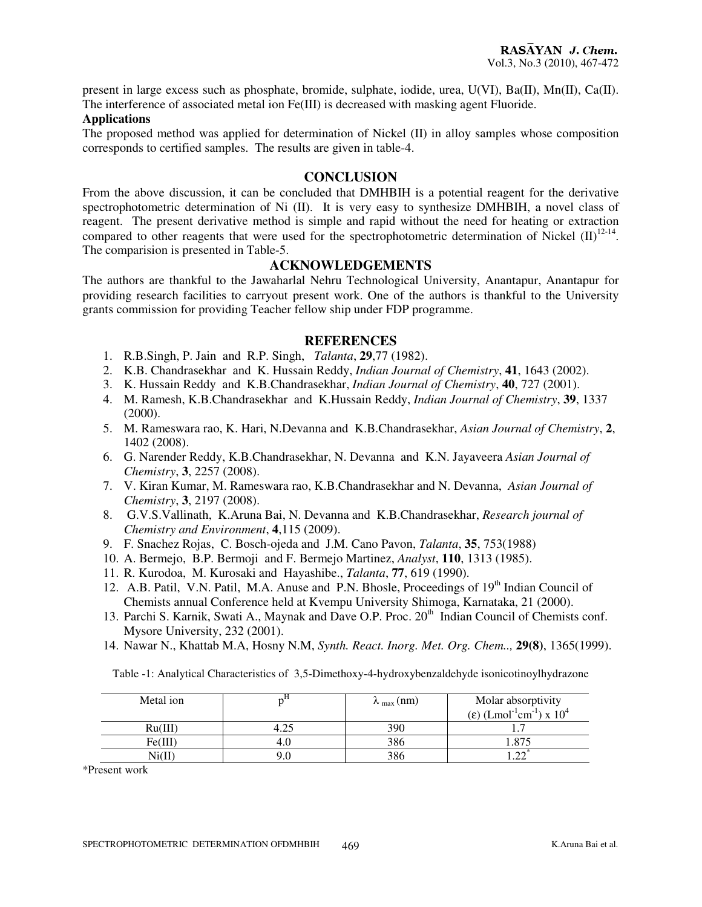present in large excess such as phosphate, bromide, sulphate, iodide, urea, U(VI), Ba(II), Mn(II), Ca(II). The interference of associated metal ion Fe(III) is decreased with masking agent Fluoride.

**Applications**

The proposed method was applied for determination of Nickel (II) in alloy samples whose composition corresponds to certified samples. The results are given in table-4.

## CONCLUSION

From the above discussion, it can be concluded that DMHBIH is a potential reagent for the derivative spectrophotometric determination of Ni (II). It is very easy to synthesize DMHBIH, a novel class of reagent. The present derivative method is simple and rapid without the need for heating or extraction compared to other reagents that were used for the spectrophotometric determination of Nickel (II)[12-14]. The comparision is presented in Table-5.

## ACKNOWLEDGEMENTS

The authors are thankful to the Jawaharlal Nehru Technological University, Anantapur, Anantapur for providing research facilities to carryout present work. One of the authors is thankful to the University grants commission for providing Teacher fellow ship under FDP programme.

## REFERENCES

1. R.B.Singh, P. Jain and R.P. Singh, *Talanta*, **29**,77 (1982).
2. K.B. Chandrasekhar and K. Hussain Reddy, *Indian Journal of Chemistry*, **41**, 1643 (2002).
3. K. Hussain Reddy and K.B.Chandrasekhar, *Indian Journal of Chemistry*, **40**, 727 (2001).
4. M. Ramesh, K.B.Chandrasekhar and K.Hussain Reddy, *Indian Journal of Chemistry*, **39**, 1337 (2000).
5. M. Rameswara rao, K. Hari, N.Devanna and K.B.Chandrasekhar, *Asian Journal of Chemistry*, **2**, 1402 (2008).
6. G. Narender Reddy, K.B.Chandrasekhar, N. Devanna and K.N. Jayaveera *Asian Journal of Chemistry*, **3**, 2257 (2008).
7. V. Kiran Kumar, M. Rameswara rao, K.B.Chandrasekhar and N. Devanna, *Asian Journal of Chemistry*, **3**, 2197 (2008).
8. G.V.S.Vallinath, K.Aruna Bai, N. Devanna and K.B.Chandrasekhar, *Research journal of Chemistry and Environment*, **4**,115 (2009).
9. F. Snachez Rojas, C. Bosch-ojeda and J.M. Cano Pavon, *Talanta*, **35**, 753(1988)
10. A. Bermejo, B.P. Bermoji and F. Bermejo Martinez, *Analyst*, **110**, 1313 (1985).
11. R. Kurodoa, M. Kurosaki and Hayashibe., *Talanta*, **77**, 619 (1990).
12. A.B. Patil, V.N. Patil, M.A. Anuse and P.N. Bhosle, Proceedings of 19th Indian Council of Chemists annual Conference held at Kvempu University Shimoga, Karnataka, 21 (2000).
13. Parchi S. Karnik, Swati A., Maynak and Dave O.P. Proc. 20th Indian Council of Chemists conf. Mysore University, 232 (2001).
14. Nawar N., Khattab M.A, Hosny N.M, *Synth. React. Inorg. Met. Org. Chem..,* **29(8)**, 1365(1999).

Table -1: Analytical Characteristics of 3,5-Dimethoxy-4-hydroxybenzaldehyde isonicotinoylhydrazone

| Metal ion | $p^H$ | $\lambda_{max}$ (nm) | Molar absorptivity (ε) ($Lmol^{-1}cm^{-1}$) x $10^4$ |
|---|---|---|---|
| Ru(III) | 4.25 | 390 | 1.7 |
| Fe(III) | 4.0 | 386 | 1.875 |
| Ni(II) | 9.0 | 386 | 1.22* |

*Present work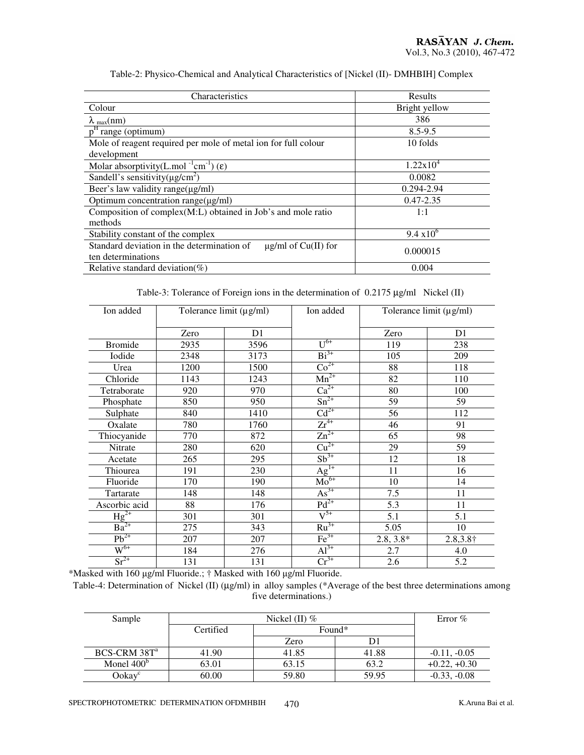Table-2: Physico-Chemical and Analytical Characteristics of [Nickel (II)- DMHBIH] Complex

| Characteristics | Results |
|---|---|
| Colour | Bright yellow |
| $\lambda_{max}$(nm) | 386 |
| $p^H$ range (optimum) | 8.5-9.5 |
| Mole of reagent required per mole of metal ion for full colour development | 10 folds |
| Molar absorptivity(L.mol $^{-1}$cm$^{-1}$) ($\varepsilon$) | $1.22 \times 10^4$ |
| Sandell's sensitivity(µg/cm$^2$) | 0.0082 |
| Beer's law validity range(µg/ml) | 0.294-2.94 |
| Optimum concentration range(µg/ml) | 0.47-2.35 |
| Composition of complex(M:L) obtained in Job's and mole ratio methods | 1:1 |
| Stability constant of the complex | $9.4 \times 10^6$ |
| Standard deviation in the determination of µg/ml of Cu(II) for ten determinations | 0.000015 |
| Relative standard deviation(%) | 0.004 |

Table-3: Tolerance of Foreign ions in the determination of 0.2175 µg/ml Nickel (II)

| Ion added | Tolerance limit (µg/ml) | | Ion added | Tolerance limit (µg/ml) | |
|---|---|---|---|---|---|
| | Zero | D1 | | Zero | D1 |
| Bromide | 2935 | 3596 | $U^{6+}$ | 119 | 238 |
| Iodide | 2348 | 3173 | $Bi^{3+}$ | 105 | 209 |
| Urea | 1200 | 1500 | $Co^{2+}$ | 88 | 118 |
| Chloride | 1143 | 1243 | $Mn^{2+}$ | 82 | 110 |
| Tetraborate | 920 | 970 | $Ca^{2+}$ | 80 | 100 |
| Phosphate | 850 | 950 | $Sn^{2+}$ | 59 | 59 |
| Sulphate | 840 | 1410 | $Cd^{2+}$ | 56 | 112 |
| Oxalate | 780 | 1760 | $Zr^{4+}$ | 46 | 91 |
| Thiocyanide | 770 | 872 | $Zn^{2+}$ | 65 | 98 |
| Nitrate | 280 | 620 | $Cu^{2+}$ | 29 | 59 |
| Acetate | 265 | 295 | $Sb^{3+}$ | 12 | 18 |
| Thiourea | 191 | 230 | $Ag^{1+}$ | 11 | 16 |
| Fluoride | 170 | 190 | $Mo^{6+}$ | 10 | 14 |
| Tartarate | 148 | 148 | $As^{3+}$ | 7.5 | 11 |
| Ascorbic acid | 88 | 176 | $Pd^{2+}$ | 5.3 | 11 |
| $Hg^{2+}$ | 301 | 301 | $V^{5+}$ | 5.1 | 5.1 |
| $Ba^{2+}$ | 275 | 343 | $Ru^{3+}$ | 5.05 | 10 |
| $Pb^{2+}$ | 207 | 207 | $Fe^{3+}$ | 2.8, 3.8* | 2.8,3.8† |
| $W^{6+}$ | 184 | 276 | $Al^{3+}$ | 2.7 | 4.0 |
| $Sr^{2+}$ | 131 | 131 | $Cr^{3+}$ | 2.6 | 5.2 |

*Masked with 160 µg/ml Fluoride.; † Masked with 160 µg/ml Fluoride.

Table-4: Determination of Nickel (II) (µg/ml) in alloy samples (*Average of the best three determinations among five determinations.)

| Sample | Nickel (II) % | | | Error % |
|---|---|---|---|---|
| | Certified | Found* | | |
| | | Zero | D1 | |
| BCS-CRM 38T[a] | 41.90 | 41.85 | 41.88 | -0.11, -0.05 |
| Monel 400[b] | 63.01 | 63.15 | 63.2 | +0.22, +0.30 |
| Ookay[c] | 60.00 | 59.80 | 59.95 | -0.33, -0.08 |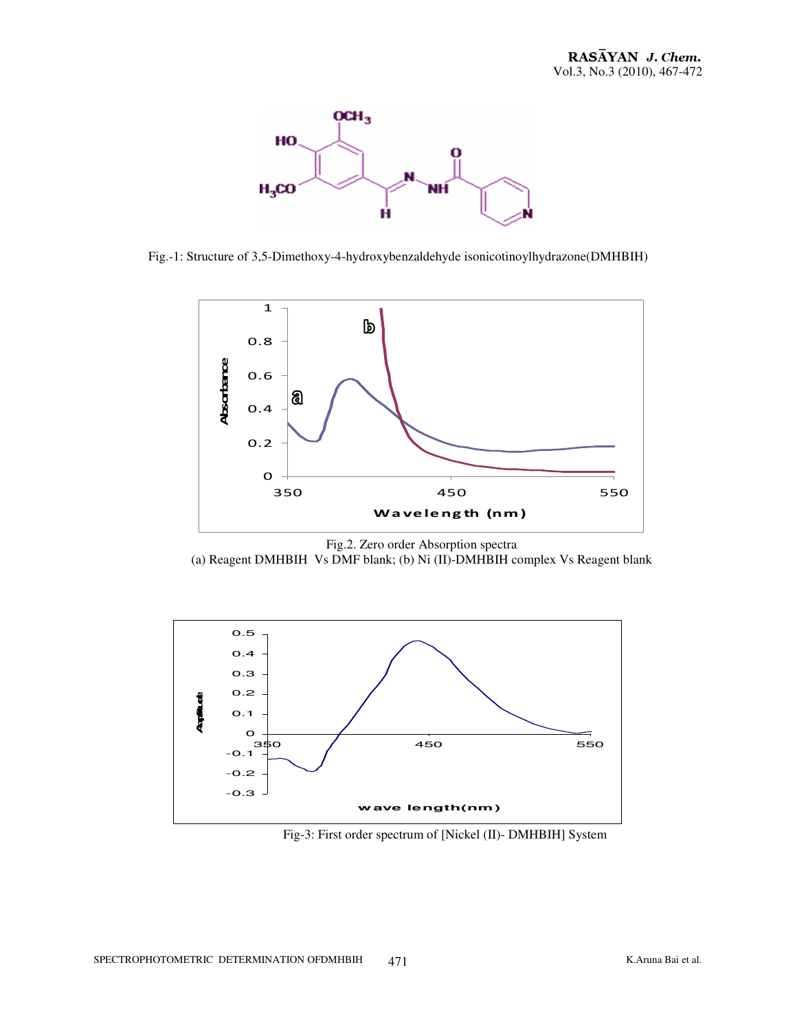Fig.-1: Structure of 3,5-Dimethoxy-4-hydroxybenzaldehyde isonicotinoylhydrazone(DMHBIH)

Fig.2. Zero order Absorption spectra
(a) Reagent DMHBIH Vs DMF blank; (b) Ni (II)-DMHBIH complex Vs Reagent blank

Fig-3: First order spectrum of [Nickel (II)- DMHBIH] System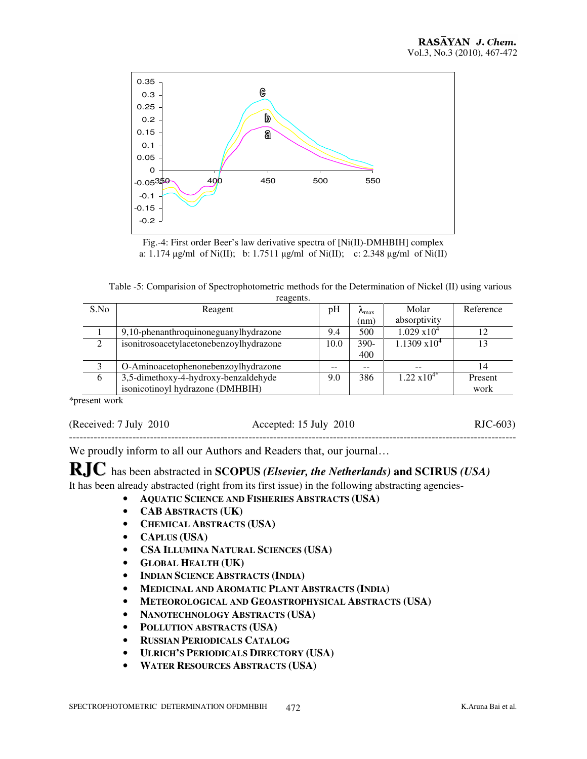0.35
0.3
0.25
0.2
0.15
0.1
0.05
0
-0.05
-0.1
-0.15
-0.2
350
400
450
500
550
c
b
a

Fig.-4: First order Beer's law derivative spectra of [Ni(II)-DMHBIH] complex
a: 1.174 μg/ml of Ni(II); b: 1.7511 μg/ml of Ni(II); c: 2.348 μg/ml of Ni(II)

Table -5: Comparision of Spectrophotometric methods for the Determination of Nickel (II) using various reagents.

| S.No | Reagent | pH | $\lambda_{max}$ (nm) | Molar absorptivity | Reference |
|---|---|---|---|---|---|
| 1 | 9,10-phenanthroquinoneguanylhydrazone | 9.4 | 500 | $1.029 \times 10^{4}$ | 12 |
| 2 | isonitrosoacetylacetonebenzoylhydrazone | 10.0 | 390-400 | $1.1309 \times 10^{4}$ | 13 |
| 3 | O-Aminoacetophenonebenzoylhydrazone | -- | -- | -- | 14 |
| 6 | 3,5-dimethoxy-4-hydroxy-benzaldehyde isonicotinoyl hydrazone (DMHBIH) | 9.0 | 386 | $1.22 \times 10^{4}$* | Present work |

*present work

(Received: 7 July 2010 Accepted: 15 July 2010 RJC-603)

---

We proudly inform to all our Authors and Readers that, our journal…

**RJC** has been abstracted in **SCOPUS *(Elsevier, the Netherlands)* and SCIRUS *(USA)***

It has been already abstracted (right from its first issue) in the following abstracting agencies-

- **AQUATIC SCIENCE AND FISHERIES ABSTRACTS (USA)**
- **CAB ABSTRACTS (UK)**
- **CHEMICAL ABSTRACTS (USA)**
- **CAPLUS (USA)**
- **CSA ILLUMINA NATURAL SCIENCES (USA)**
- **GLOBAL HEALTH (UK)**
- **INDIAN SCIENCE ABSTRACTS (INDIA)**
- **MEDICINAL AND AROMATIC PLANT ABSTRACTS (INDIA)**
- **METEOROLOGICAL AND GEOASTROPHYSICAL ABSTRACTS (USA)**
- **NANOTECHNOLOGY ABSTRACTS (USA)**
- **POLLUTION ABSTRACTS (USA)**
- **RUSSIAN PERIODICALS CATALOG**
- **ULRICH'S PERIODICALS DIRECTORY (USA)**
- **WATER RESOURCES ABSTRACTS (USA)**